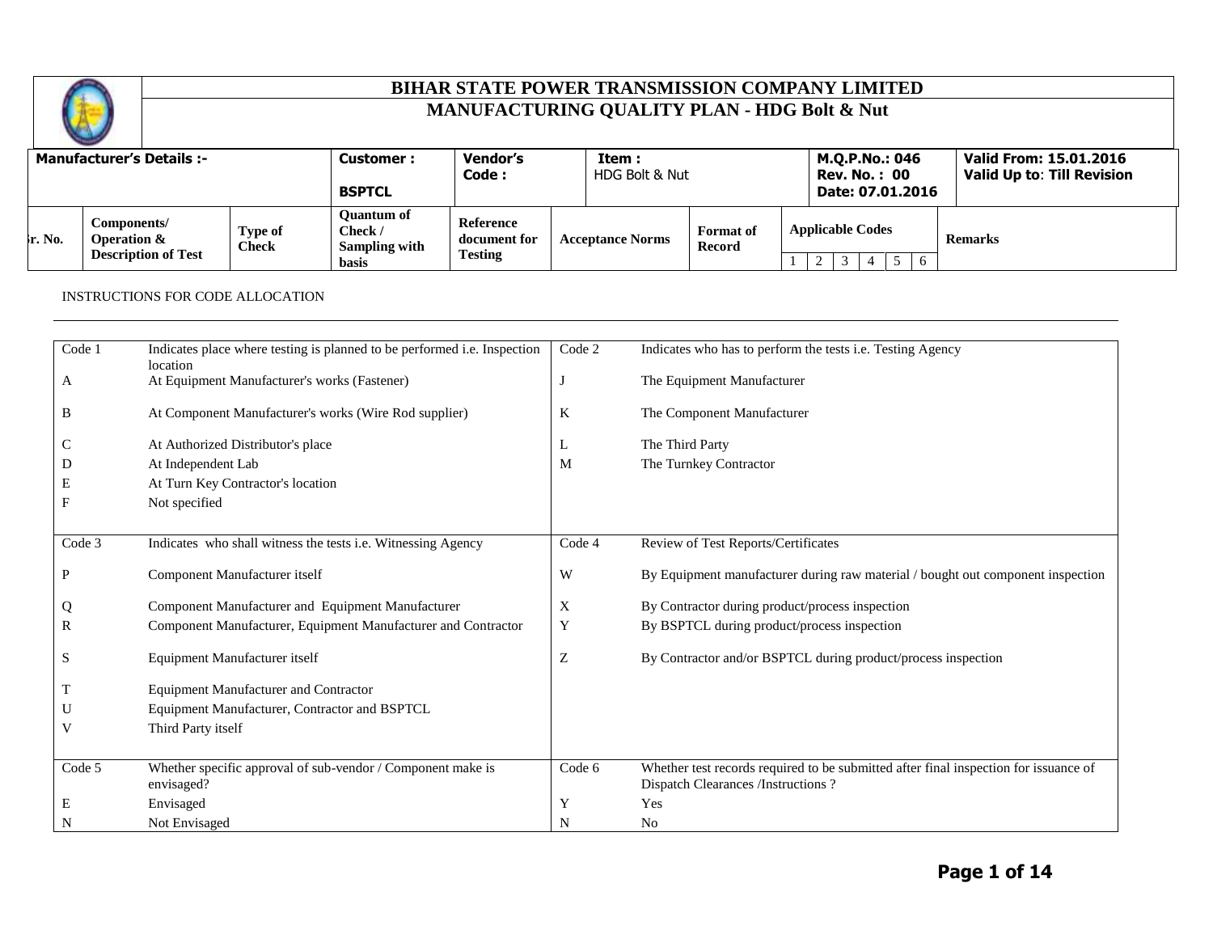# BIHAR STATE POWER TRANSMISSION COMPANY LIMITED

## MANUFACTURING QUALITY PLAN - HDG Bolt & Nut

| Manufacturer's Details :- | Customer : BSPTCL | Vendor's Code : | Item : HDG Bolt & Nut | M.Q.P.No.: 046<br>Rev. No. : 00<br>Date: 07.01.2016 | Valid From: 15.01.2016<br>Valid Up to: Till Revision |
|---|---|---|---|---|---|

| Sr. No. | Components/ Operation & Description of Test | Type of Check | Quantum of Check / Sampling with basis | Reference document for Testing | Acceptance Norms | Format of Record | Applicable Codes | | | | | | Remarks |
|---|---|---|---|---|---|---|---|---|---|---|---|---|---|
| | | | | | | | 1 | 2 | 3 | 4 | 5 | 6 | |

INSTRUCTIONS FOR CODE ALLOCATION

| Code 1 | Indicates place where testing is planned to be performed i.e. Inspection location | Code 2 | Indicates who has to perform the tests i.e. Testing Agency |
|---|---|---|---|
| A | At Equipment Manufacturer's works (Fastener) | J | The Equipment Manufacturer |
| B | At Component Manufacturer's works (Wire Rod supplier) | K | The Component Manufacturer |
| C | At Authorized Distributor's place | L | The Third Party |
| D | At Independent Lab | M | The Turnkey Contractor |
| E | At Turn Key Contractor's location | | |
| F | Not specified | | |
| **Code 3** | **Indicates who shall witness the tests i.e. Witnessing Agency** | **Code 4** | **Review of Test Reports/Certificates** |
| P | Component Manufacturer itself | W | By Equipment manufacturer during raw material / bought out component inspection |
| Q | Component Manufacturer and Equipment Manufacturer | X | By Contractor during product/process inspection |
| R | Component Manufacturer, Equipment Manufacturer and Contractor | Y | By BSPTCL during product/process inspection |
| S | Equipment Manufacturer itself | Z | By Contractor and/or BSPTCL during product/process inspection |
| T | Equipment Manufacturer and Contractor | | |
| U | Equipment Manufacturer, Contractor and BSPTCL | | |
| V | Third Party itself | | |
| **Code 5** | **Whether specific approval of sub-vendor / Component make is envisaged?** | **Code 6** | **Whether test records required to be submitted after final inspection for issuance of Dispatch Clearances /Instructions ?** |
| E | Envisaged | Y | Yes |
| N | Not Envisaged | N | No |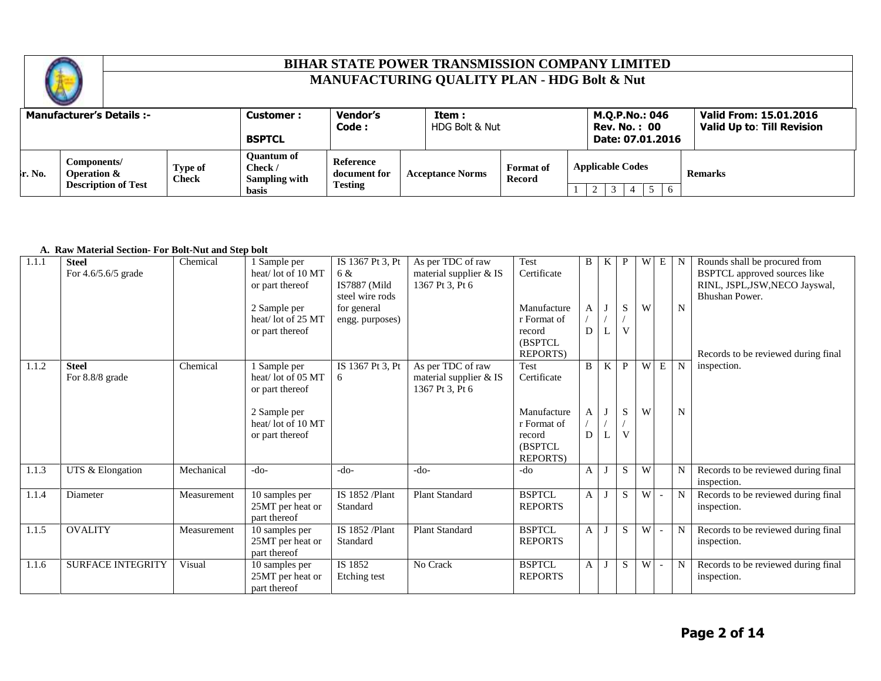# BIHAR STATE POWER TRANSMISSION COMPANY LIMITED

## MANUFACTURING QUALITY PLAN - HDG Bolt & Nut

| Manufacturer's Details :- | Customer : BSPTCL | Vendor's Code : | Item : HDG Bolt & Nut | M.Q.P.No.: 046 Rev. No. : 00 Date: 07.01.2016 | Valid From: 15.01.2016 Valid Up to: Till Revision |
|---|---|---|---|---|---|

### A. Raw Material Section- For Bolt-Nut and Step bolt

| Sr. No. | Components/ Operation & Description of Test | Type of Check | Quantum of Check / Sampling with basis | Reference document for Testing | Acceptance Norms | Format of Record | Applicable Codes 1 | 2 | 3 | 4 | 5 | 6 | Remarks |
|---|---|---|---|---|---|---|---|---|---|---|---|---|---|
| 1.1.1 | **Steel** For 4.6/5.6/5 grade | Chemical | 1 Sample per heat/ lot of 10 MT or part thereof | IS 1367 Pt 3, Pt 6 & IS7887 (Mild steel wire rods for general engg. purposes) | As per TDC of raw material supplier & IS 1367 Pt 3, Pt 6 | Test Certificate | B | K | P | W | E | N | Rounds shall be procured from BSPTCL approved sources like RINL, JSPL,JSW,NECO Jayswal, Bhushan Power. |
| | | | 2 Sample per heat/ lot of 25 MT or part thereof | | | Manufacturer Format of record (BSPTCL REPORTS) | A / D | J / L | S / V | W | | N | Records to be reviewed during final inspection. |
| 1.1.2 | **Steel** For 8.8/8 grade | Chemical | 1 Sample per heat/ lot of 05 MT or part thereof | IS 1367 Pt 3, Pt 6 | As per TDC of raw material supplier & IS 1367 Pt 3, Pt 6 | Test Certificate | B | K | P | W | E | N | |
| | | | 2 Sample per heat/ lot of 10 MT or part thereof | | | Manufacturer Format of record (BSPTCL REPORTS) | A / D | J / L | S / V | W | | N | |
| 1.1.3 | UTS & Elongation | Mechanical | -do- | -do- | -do- | -do | A | J | S | W | | N | Records to be reviewed during final inspection. |
| 1.1.4 | Diameter | Measurement | 10 samples per 25MT per heat or part thereof | IS 1852 /Plant Standard | Plant Standard | BSPTCL REPORTS | A | J | S | W | - | N | Records to be reviewed during final inspection. |
| 1.1.5 | OVALITY | Measurement | 10 samples per 25MT per heat or part thereof | IS 1852 /Plant Standard | Plant Standard | BSPTCL REPORTS | A | J | S | W | - | N | Records to be reviewed during final inspection. |
| 1.1.6 | SURFACE INTEGRITY | Visual | 10 samples per 25MT per heat or part thereof | IS 1852 Etching test | No Crack | BSPTCL REPORTS | A | J | S | W | - | N | Records to be reviewed during final inspection. |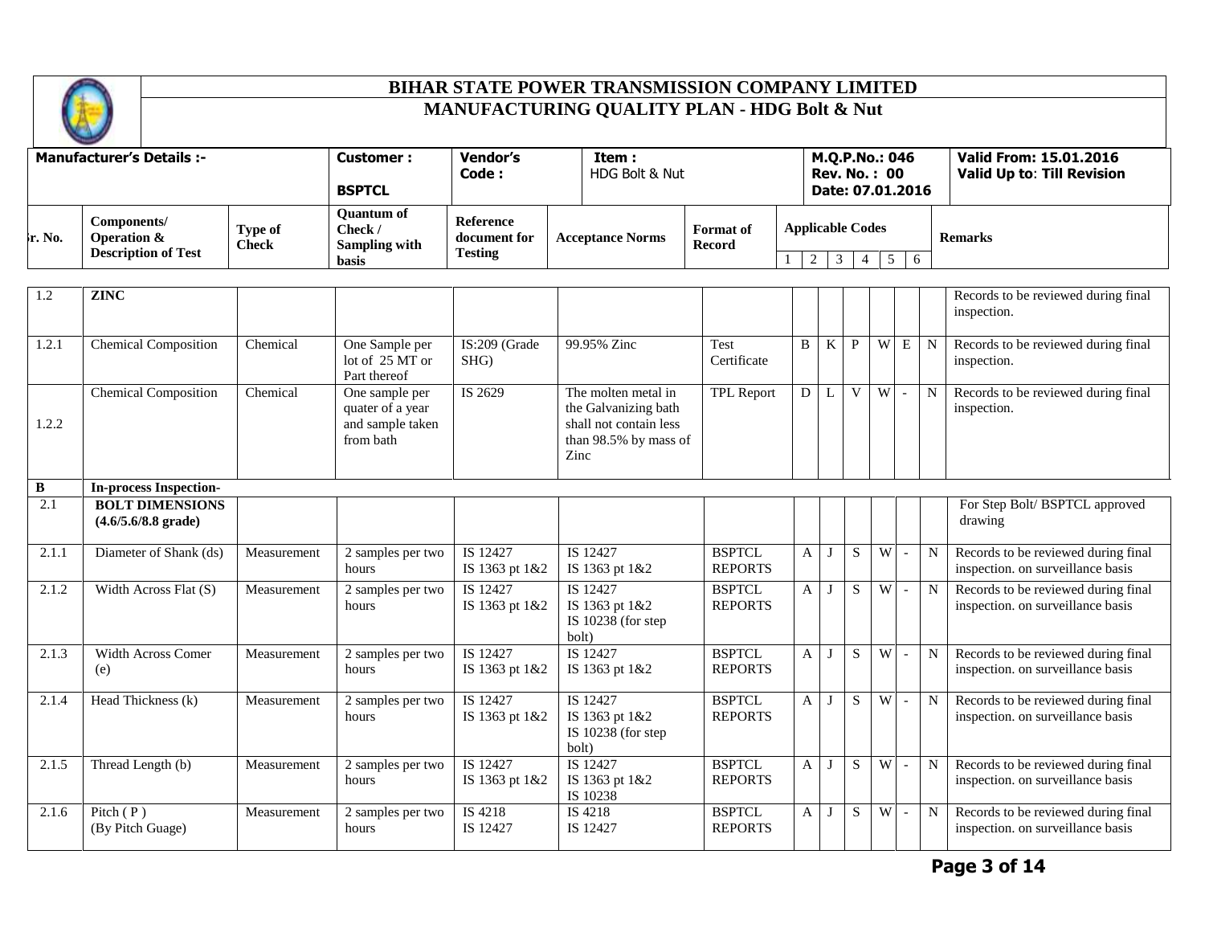# BIHAR STATE POWER TRANSMISSION COMPANY LIMITED

## MANUFACTURING QUALITY PLAN - HDG Bolt & Nut

| Manufacturer's Details :- | Customer : BSPTCL | Vendor's Code : | Item : HDG Bolt & Nut | M.Q.P.No.: 046 Rev. No. : 00 Date: 07.01.2016 | Valid From: 15.01.2016 Valid Up to: Till Revision |
|---|---|---|---|---|---|

| Sr. No. | Components/ Operation & Description of Test | Type of Check | Quantum of Check / Sampling with basis | Reference document for Testing | Acceptance Norms | Format of Record | Applicable Codes | | | | | | Remarks |
|---|---|---|---|---|---|---|---|---|---|---|---|---|---|
| | | | | | | | 1 | 2 | 3 | 4 | 5 | 6 | |
| 1.2 | **ZINC** | | | | | | | | | | | | Records to be reviewed during final inspection. |
| 1.2.1 | Chemical Composition | Chemical | One Sample per lot of 25 MT or Part thereof | IS:209 (Grade SHG) | 99.95% Zinc | Test Certificate | B | K | P | W | E | N | Records to be reviewed during final inspection. |
| 1.2.2 | Chemical Composition | Chemical | One sample per quater of a year and sample taken from bath | IS 2629 | The molten metal in the Galvanizing bath shall not contain less than 98.5% by mass of Zinc | TPL Report | D | L | V | W | - | N | Records to be reviewed during final inspection. |
| **B** | **In-process Inspection-** | | | | | | | | | | | | |
| 2.1 | **BOLT DIMENSIONS (4.6/5.6/8.8 grade)** | | | | | | | | | | | | For Step Bolt/ BSPTCL approved drawing |
| 2.1.1 | Diameter of Shank (ds) | Measurement | 2 samples per two hours | IS 12427 IS 1363 pt 1&2 | IS 12427 IS 1363 pt 1&2 | BSPTCL REPORTS | A | J | S | W | - | N | Records to be reviewed during final inspection. on surveillance basis |
| 2.1.2 | Width Across Flat (S) | Measurement | 2 samples per two hours | IS 12427 IS 1363 pt 1&2 | IS 12427 IS 1363 pt 1&2 IS 10238 (for step bolt) | BSPTCL REPORTS | A | J | S | W | - | N | Records to be reviewed during final inspection. on surveillance basis |
| 2.1.3 | Width Across Comer (e) | Measurement | 2 samples per two hours | IS 12427 IS 1363 pt 1&2 | IS 12427 IS 1363 pt 1&2 | BSPTCL REPORTS | A | J | S | W | - | N | Records to be reviewed during final inspection. on surveillance basis |
| 2.1.4 | Head Thickness (k) | Measurement | 2 samples per two hours | IS 12427 IS 1363 pt 1&2 | IS 12427 IS 1363 pt 1&2 IS 10238 (for step bolt) | BSPTCL REPORTS | A | J | S | W | - | N | Records to be reviewed during final inspection. on surveillance basis |
| 2.1.5 | Thread Length (b) | Measurement | 2 samples per two hours | IS 12427 IS 1363 pt 1&2 | IS 12427 IS 1363 pt 1&2 IS 10238 | BSPTCL REPORTS | A | J | S | W | - | N | Records to be reviewed during final inspection. on surveillance basis |
| 2.1.6 | Pitch ( P ) (By Pitch Guage) | Measurement | 2 samples per two hours | IS 4218 IS 12427 | IS 4218 IS 12427 | BSPTCL REPORTS | A | J | S | W | - | N | Records to be reviewed during final inspection. on surveillance basis |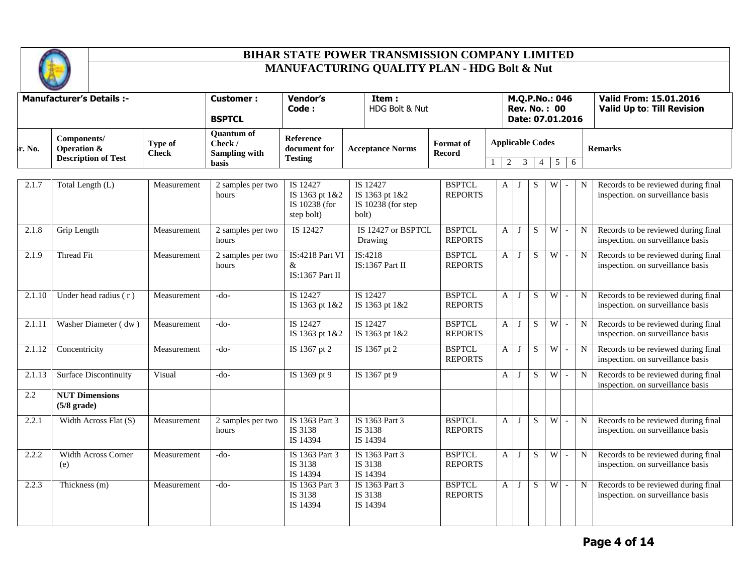# BIHAR STATE POWER TRANSMISSION COMPANY LIMITED

## MANUFACTURING QUALITY PLAN - HDG Bolt & Nut

| Manufacturer's Details :- | Customer : BSPTCL | Vendor's Code : | Item : HDG Bolt & Nut | M.Q.P.No.: 046 Rev. No. : 00 Date: 07.01.2016 | Valid From: 15.01.2016 Valid Up to: Till Revision |
|---|---|---|---|---|---|

| Sr. No. | Components/ Operation & Description of Test | Type of Check | Quantum of Check / Sampling with basis | Reference document for Testing | Acceptance Norms | Format of Record | Applicable Codes | | | | | | Remarks |
|---|---|---|---|---|---|---|---|---|---|---|---|---|---|
| | | | | | | | 1 | 2 | 3 | 4 | 5 | 6 | |
| 2.1.7 | Total Length (L) | Measurement | 2 samples per two hours | IS 12427 IS 1363 pt 1&2 IS 10238 (for step bolt) | IS 12427 IS 1363 pt 1&2 IS 10238 (for step bolt) | BSPTCL REPORTS | A | J | S | W | - | N | Records to be reviewed during final inspection. on surveillance basis |
| 2.1.8 | Grip Length | Measurement | 2 samples per two hours | IS 12427 | IS 12427 or BSPTCL Drawing | BSPTCL REPORTS | A | J | S | W | - | N | Records to be reviewed during final inspection. on surveillance basis |
| 2.1.9 | Thread Fit | Measurement | 2 samples per two hours | IS:4218 Part VI & IS:1367 Part II | IS:4218 IS:1367 Part II | BSPTCL REPORTS | A | J | S | W | - | N | Records to be reviewed during final inspection. on surveillance basis |
| 2.1.10 | Under head radius ( r ) | Measurement | -do- | IS 12427 IS 1363 pt 1&2 | IS 12427 IS 1363 pt 1&2 | BSPTCL REPORTS | A | J | S | W | - | N | Records to be reviewed during final inspection. on surveillance basis |
| 2.1.11 | Washer Diameter ( dw ) | Measurement | -do- | IS 12427 IS 1363 pt 1&2 | IS 12427 IS 1363 pt 1&2 | BSPTCL REPORTS | A | J | S | W | - | N | Records to be reviewed during final inspection. on surveillance basis |
| 2.1.12 | Concentricity | Measurement | -do- | IS 1367 pt 2 | IS 1367 pt 2 | BSPTCL REPORTS | A | J | S | W | - | N | Records to be reviewed during final inspection. on surveillance basis |
| 2.1.13 | Surface Discontinuity | Visual | -do- | IS 1369 pt 9 | IS 1367 pt 9 | | A | J | S | W | - | N | Records to be reviewed during final inspection. on surveillance basis |
| 2.2 | **NUT Dimensions (5/8 grade)** | | | | | | | | | | | | |
| 2.2.1 | Width Across Flat (S) | Measurement | 2 samples per two hours | IS 1363 Part 3 IS 3138 IS 14394 | IS 1363 Part 3 IS 3138 IS 14394 | BSPTCL REPORTS | A | J | S | W | - | N | Records to be reviewed during final inspection. on surveillance basis |
| 2.2.2 | Width Across Corner (e) | Measurement | -do- | IS 1363 Part 3 IS 3138 IS 14394 | IS 1363 Part 3 IS 3138 IS 14394 | BSPTCL REPORTS | A | J | S | W | - | N | Records to be reviewed during final inspection. on surveillance basis |
| 2.2.3 | Thickness (m) | Measurement | -do- | IS 1363 Part 3 IS 3138 IS 14394 | IS 1363 Part 3 IS 3138 IS 14394 | BSPTCL REPORTS | A | J | S | W | - | N | Records to be reviewed during final inspection. on surveillance basis |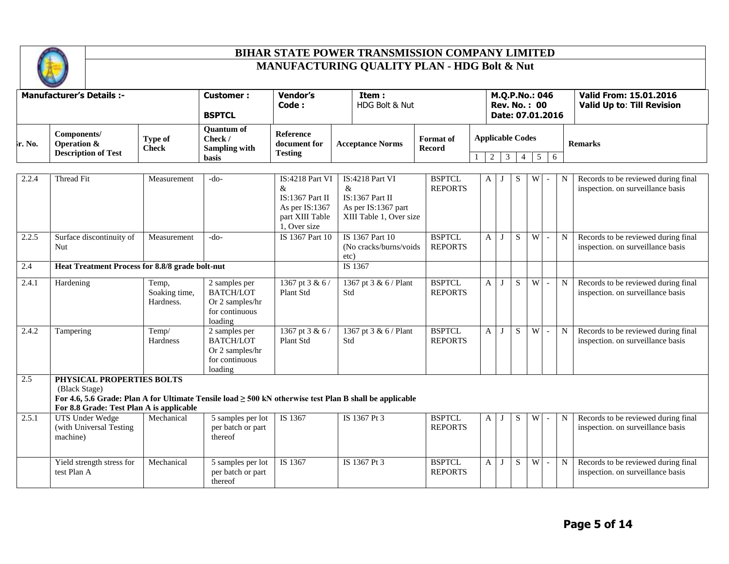# BIHAR STATE POWER TRANSMISSION COMPANY LIMITED

## MANUFACTURING QUALITY PLAN - HDG Bolt & Nut

| Manufacturer's Details :- | Customer : BSPTCL | Vendor's Code : | Item : HDG Bolt & Nut | M.Q.P.No.: 046 Rev. No. : 00 Date: 07.01.2016 | Valid From: 15.01.2016 Valid Up to: Till Revision |
|---|---|---|---|---|---|

| Sr. No. | Components/ Operation & Description of Test | Type of Check | Quantum of Check / Sampling with basis | Reference document for Testing | Acceptance Norms | Format of Record | Applicable Codes | | | | | | Remarks |
|---|---|---|---|---|---|---|---|---|---|---|---|---|---|
| | | | | | | | 1 | 2 | 3 | 4 | 5 | 6 | |
| 2.2.4 | Thread Fit | Measurement | -do- | IS:4218 Part VI & IS:1367 Part II As per IS:1367 part XIII Table 1, Over size | IS:4218 Part VI & IS:1367 Part II As per IS:1367 part XIII Table 1, Over size | BSPTCL REPORTS | A | J | S | W | - | N | Records to be reviewed during final inspection. on surveillance basis |
| 2.2.5 | Surface discontinuity of Nut | Measurement | -do- | IS 1367 Part 10 | IS 1367 Part 10 (No cracks/burns/voids etc) | BSPTCL REPORTS | A | J | S | W | - | N | Records to be reviewed during final inspection. on surveillance basis |
| 2.4 | **Heat Treatment Process for 8.8/8 grade bolt-nut** | | | | IS 1367 | | | | | | | | |
| 2.4.1 | Hardening | Temp, Soaking time, Hardness. | 2 samples per BATCH/LOT Or 2 samples/hr for continuous loading | 1367 pt 3 & 6 / Plant Std | 1367 pt 3 & 6 / Plant Std | BSPTCL REPORTS | A | J | S | W | - | N | Records to be reviewed during final inspection. on surveillance basis |
| 2.4.2 | Tampering | Temp/ Hardness | 2 samples per BATCH/LOT Or 2 samples/hr for continuous loading | 1367 pt 3 & 6 / Plant Std | 1367 pt 3 & 6 / Plant Std | BSPTCL REPORTS | A | J | S | W | - | N | Records to be reviewed during final inspection. on surveillance basis |
| 2.5 | **PHYSICAL PROPERTIES BOLTS** (Black Stage) **For 4.6, 5.6 Grade: Plan A for Ultimate Tensile load ≥ 500 kN otherwise test Plan B shall be applicable For 8.8 Grade: Test Plan A is applicable** | | | | | | | | | | | | |
| 2.5.1 | UTS Under Wedge (with Universal Testing machine) | Mechanical | 5 samples per lot per batch or part thereof | IS 1367 | IS 1367 Pt 3 | BSPTCL REPORTS | A | J | S | W | - | N | Records to be reviewed during final inspection. on surveillance basis |
| | Yield strength stress for test Plan A | Mechanical | 5 samples per lot per batch or part thereof | IS 1367 | IS 1367 Pt 3 | BSPTCL REPORTS | A | J | S | W | - | N | Records to be reviewed during final inspection. on surveillance basis |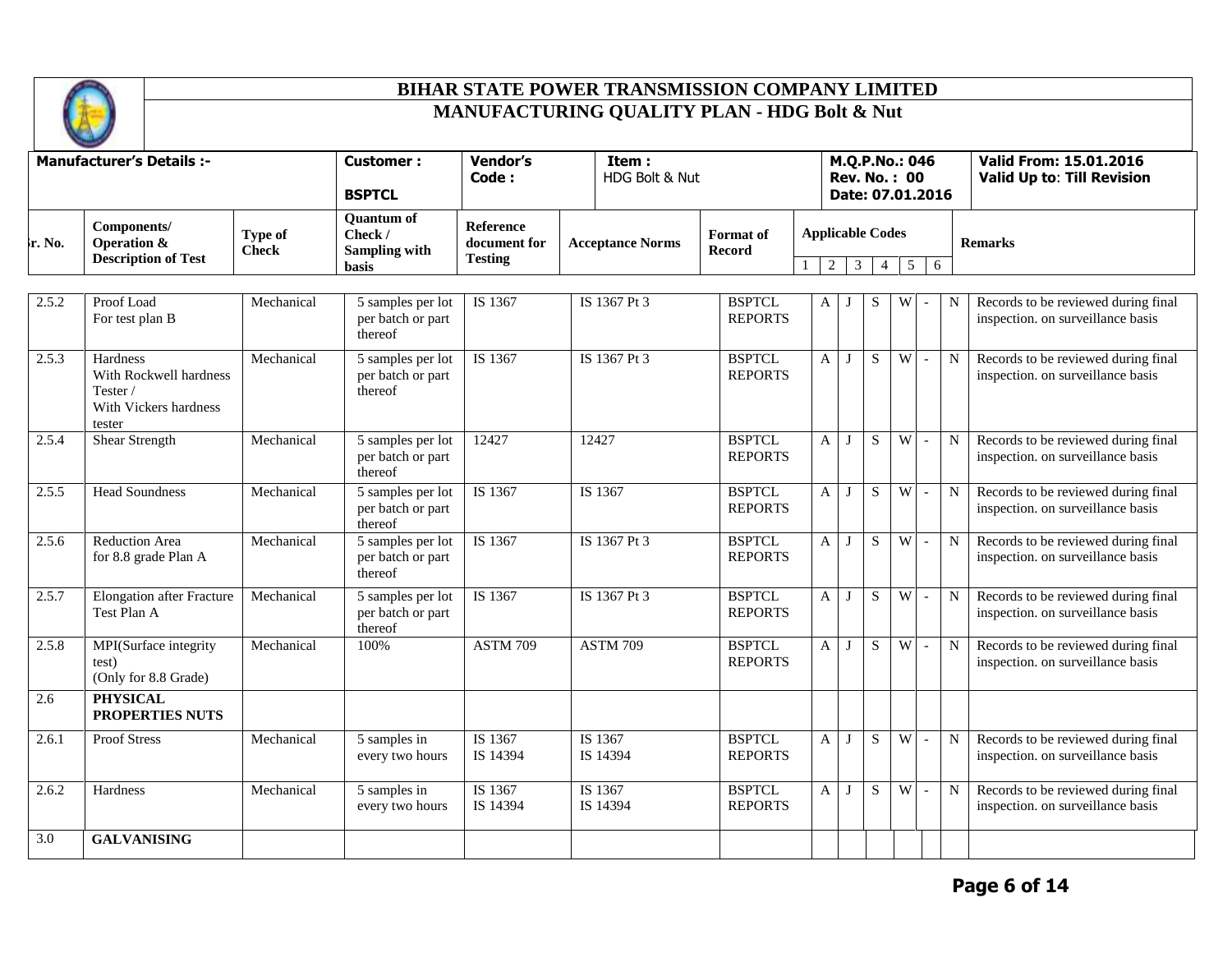# BIHAR STATE POWER TRANSMISSION COMPANY LIMITED

## MANUFACTURING QUALITY PLAN - HDG Bolt & Nut

| Manufacturer's Details :- | Customer : BSPTCL | Vendor's Code : | Item : HDG Bolt & Nut | M.Q.P.No.: 046 Rev. No. : 00 Date: 07.01.2016 | Valid From: 15.01.2016 Valid Up to: Till Revision |
|---|---|---|---|---|---|

| Sr. No. | Components/ Operation & Description of Test | Type of Check | Quantum of Check / Sampling with basis | Reference document for Testing | Acceptance Norms | Format of Record | Applicable Codes | | | | | | Remarks |
|---|---|---|---|---|---|---|---|---|---|---|---|---|---|
| | | | | | | | 1 | 2 | 3 | 4 | 5 | 6 | |
| 2.5.2 | Proof Load For test plan B | Mechanical | 5 samples per lot per batch or part thereof | IS 1367 | IS 1367 Pt 3 | BSPTCL REPORTS | A | J | S | W | - | N | Records to be reviewed during final inspection. on surveillance basis |
| 2.5.3 | Hardness With Rockwell hardness Tester / With Vickers hardness tester | Mechanical | 5 samples per lot per batch or part thereof | IS 1367 | IS 1367 Pt 3 | BSPTCL REPORTS | A | J | S | W | - | N | Records to be reviewed during final inspection. on surveillance basis |
| 2.5.4 | Shear Strength | Mechanical | 5 samples per lot per batch or part thereof | 12427 | 12427 | BSPTCL REPORTS | A | J | S | W | - | N | Records to be reviewed during final inspection. on surveillance basis |
| 2.5.5 | Head Soundness | Mechanical | 5 samples per lot per batch or part thereof | IS 1367 | IS 1367 | BSPTCL REPORTS | A | J | S | W | - | N | Records to be reviewed during final inspection. on surveillance basis |
| 2.5.6 | Reduction Area for 8.8 grade Plan A | Mechanical | 5 samples per lot per batch or part thereof | IS 1367 | IS 1367 Pt 3 | BSPTCL REPORTS | A | J | S | W | - | N | Records to be reviewed during final inspection. on surveillance basis |
| 2.5.7 | Elongation after Fracture Test Plan A | Mechanical | 5 samples per lot per batch or part thereof | IS 1367 | IS 1367 Pt 3 | BSPTCL REPORTS | A | J | S | W | - | N | Records to be reviewed during final inspection. on surveillance basis |
| 2.5.8 | MPI(Surface integrity test) (Only for 8.8 Grade) | Mechanical | 100% | ASTM 709 | ASTM 709 | BSPTCL REPORTS | A | J | S | W | - | N | Records to be reviewed during final inspection. on surveillance basis |
| 2.6 | **PHYSICAL PROPERTIES NUTS** | | | | | | | | | | | | |
| 2.6.1 | Proof Stress | Mechanical | 5 samples in every two hours | IS 1367 IS 14394 | IS 1367 IS 14394 | BSPTCL REPORTS | A | J | S | W | - | N | Records to be reviewed during final inspection. on surveillance basis |
| 2.6.2 | Hardness | Mechanical | 5 samples in every two hours | IS 1367 IS 14394 | IS 1367 IS 14394 | BSPTCL REPORTS | A | J | S | W | - | N | Records to be reviewed during final inspection. on surveillance basis |
| 3.0 | **GALVANISING** | | | | | | | | | | | | |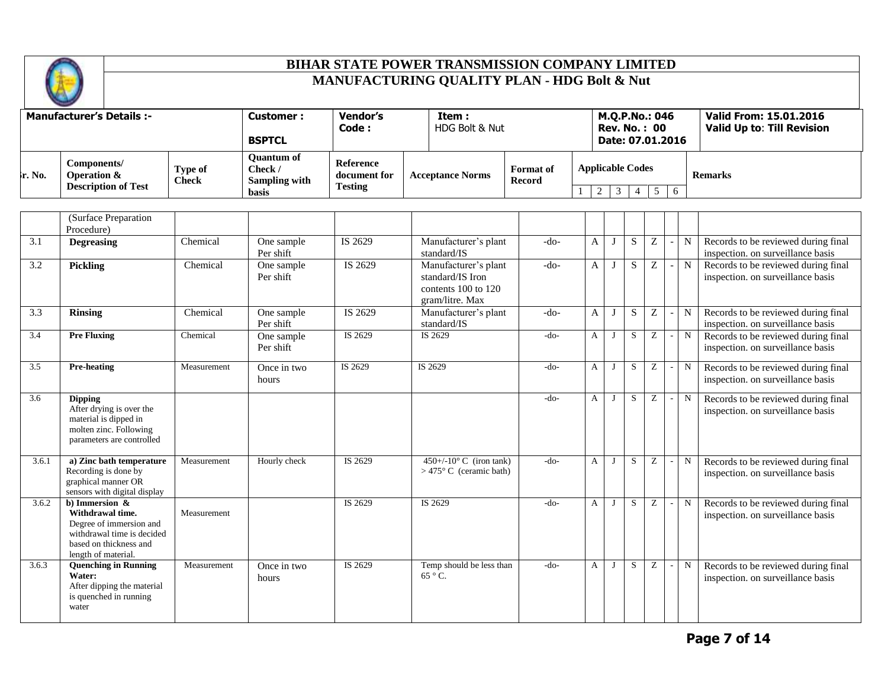# BIHAR STATE POWER TRANSMISSION COMPANY LIMITED

## MANUFACTURING QUALITY PLAN - HDG Bolt & Nut

| Manufacturer's Details :- | Customer : BSPTCL | Vendor's Code : | Item : HDG Bolt & Nut | M.Q.P.No.: 046 Rev. No. : 00 Date: 07.01.2016 | Valid From: 15.01.2016 Valid Up to: Till Revision |
|---|---|---|---|---|---|

| Sr. No. | Components/ Operation & Description of Test | Type of Check | Quantum of Check / Sampling with basis | Reference document for Testing | Acceptance Norms | Format of Record | Applicable Codes | | | | | | Remarks |
|---|---|---|---|---|---|---|---|---|---|---|---|---|---|
| | | | | | | | 1 | 2 | 3 | 4 | 5 | 6 | |
| | (Surface Preparation Procedure) | | | | | | | | | | | | |
| 3.1 | **Degreasing** | Chemical | One sample Per shift | IS 2629 | Manufacturer's plant standard/IS | -do- | A | J | S | Z | - | N | Records to be reviewed during final inspection. on surveillance basis |
| 3.2 | **Pickling** | Chemical | One sample Per shift | IS 2629 | Manufacturer's plant standard/IS Iron contents 100 to 120 gram/litre. Max | -do- | A | J | S | Z | - | N | Records to be reviewed during final inspection. on surveillance basis |
| 3.3 | **Rinsing** | Chemical | One sample Per shift | IS 2629 | Manufacturer's plant standard/IS | -do- | A | J | S | Z | - | N | Records to be reviewed during final inspection. on surveillance basis |
| 3.4 | **Pre Fluxing** | Chemical | One sample Per shift | IS 2629 | IS 2629 | -do- | A | J | S | Z | - | N | Records to be reviewed during final inspection. on surveillance basis |
| 3.5 | **Pre-heating** | Measurement | Once in two hours | IS 2629 | IS 2629 | -do- | A | J | S | Z | - | N | Records to be reviewed during final inspection. on surveillance basis |
| 3.6 | **Dipping** After drying is over the material is dipped in molten zinc. Following parameters are controlled | | | | | -do- | A | J | S | Z | - | N | Records to be reviewed during final inspection. on surveillance basis |
| 3.6.1 | **a) Zinc bath temperature** Recording is done by graphical manner OR sensors with digital display | Measurement | Hourly check | IS 2629 | 450+/-10° C (iron tank) > 475° C (ceramic bath) | -do- | A | J | S | Z | - | N | Records to be reviewed during final inspection. on surveillance basis |
| 3.6.2 | **b) Immersion & Withdrawal time.** Degree of immersion and withdrawal time is decided based on thickness and length of material. | Measurement | | IS 2629 | IS 2629 | -do- | A | J | S | Z | - | N | Records to be reviewed during final inspection. on surveillance basis |
| 3.6.3 | **Quenching in Running Water:** After dipping the material is quenched in running water | Measurement | Once in two hours | IS 2629 | Temp should be less than 65 ° C. | -do- | A | J | S | Z | - | N | Records to be reviewed during final inspection. on surveillance basis |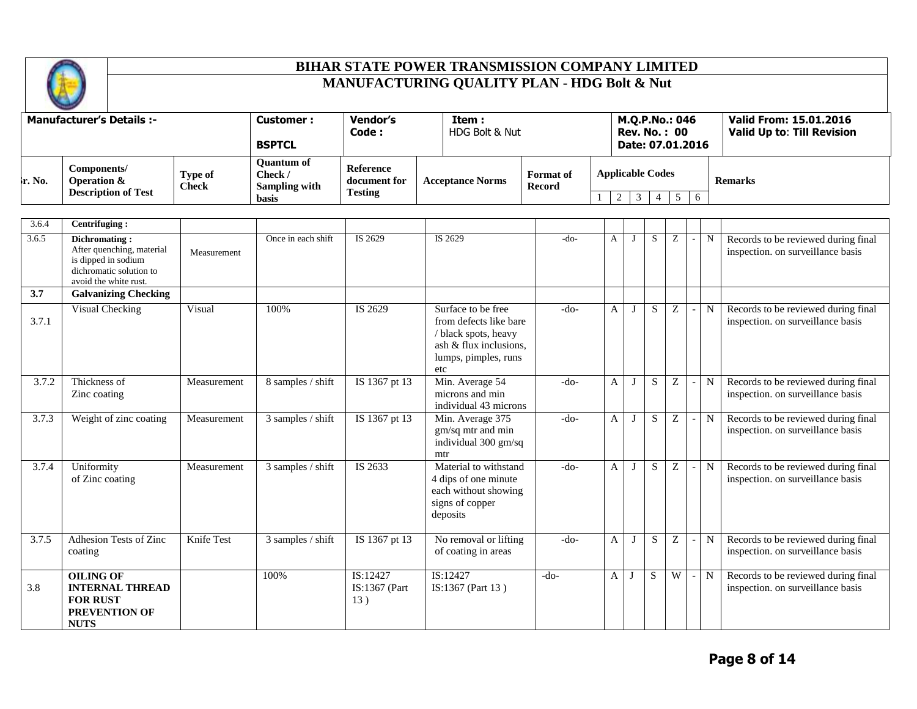# BIHAR STATE POWER TRANSMISSION COMPANY LIMITED

## MANUFACTURING QUALITY PLAN - HDG Bolt & Nut

| Manufacturer's Details :- | Customer : BSPTCL | Vendor's Code : | Item : HDG Bolt & Nut | M.Q.P.No.: 046 Rev. No. : 00 Date: 07.01.2016 | Valid From: 15.01.2016 Valid Up to: Till Revision |
|---|---|---|---|---|---|

| Sr. No. | Components/ Operation & Description of Test | Type of Check | Quantum of Check / Sampling with basis | Reference document for Testing | Acceptance Norms | Format of Record | Applicable Codes 1 | 2 | 3 | 4 | 5 | 6 | Remarks |
|---|---|---|---|---|---|---|---|---|---|---|---|---|---|
| 3.6.4 | **Centrifuging :** | | | | | | | | | | | | |
| 3.6.5 | **Dichromating :** After quenching, material is dipped in sodium dichromatic solution to avoid the white rust. | Measurement | Once in each shift | IS 2629 | IS 2629 | -do- | A | J | S | Z | - | N | Records to be reviewed during final inspection. on surveillance basis |
| **3.7** | **Galvanizing Checking** | | | | | | | | | | | | |
| 3.7.1 | Visual Checking | Visual | 100% | IS 2629 | Surface to be free from defects like bare / black spots, heavy ash & flux inclusions, lumps, pimples, runs etc | -do- | A | J | S | Z | - | N | Records to be reviewed during final inspection. on surveillance basis |
| 3.7.2 | Thickness of Zinc coating | Measurement | 8 samples / shift | IS 1367 pt 13 | Min. Average 54 microns and min individual 43 microns | -do- | A | J | S | Z | - | N | Records to be reviewed during final inspection. on surveillance basis |
| 3.7.3 | Weight of zinc coating | Measurement | 3 samples / shift | IS 1367 pt 13 | Min. Average 375 gm/sq mtr and min individual 300 gm/sq mtr | -do- | A | J | S | Z | - | N | Records to be reviewed during final inspection. on surveillance basis |
| 3.7.4 | Uniformity of Zinc coating | Measurement | 3 samples / shift | IS 2633 | Material to withstand 4 dips of one minute each without showing signs of copper deposits | -do- | A | J | S | Z | - | N | Records to be reviewed during final inspection. on surveillance basis |
| 3.7.5 | Adhesion Tests of Zinc coating | Knife Test | 3 samples / shift | IS 1367 pt 13 | No removal or lifting of coating in areas | -do- | A | J | S | Z | - | N | Records to be reviewed during final inspection. on surveillance basis |
| 3.8 | **OILING OF INTERNAL THREAD FOR RUST PREVENTION OF NUTS** | | 100% | IS:12427 IS:1367 (Part 13 ) | IS:12427 IS:1367 (Part 13 ) | -do- | A | J | S | W | - | N | Records to be reviewed during final inspection. on surveillance basis |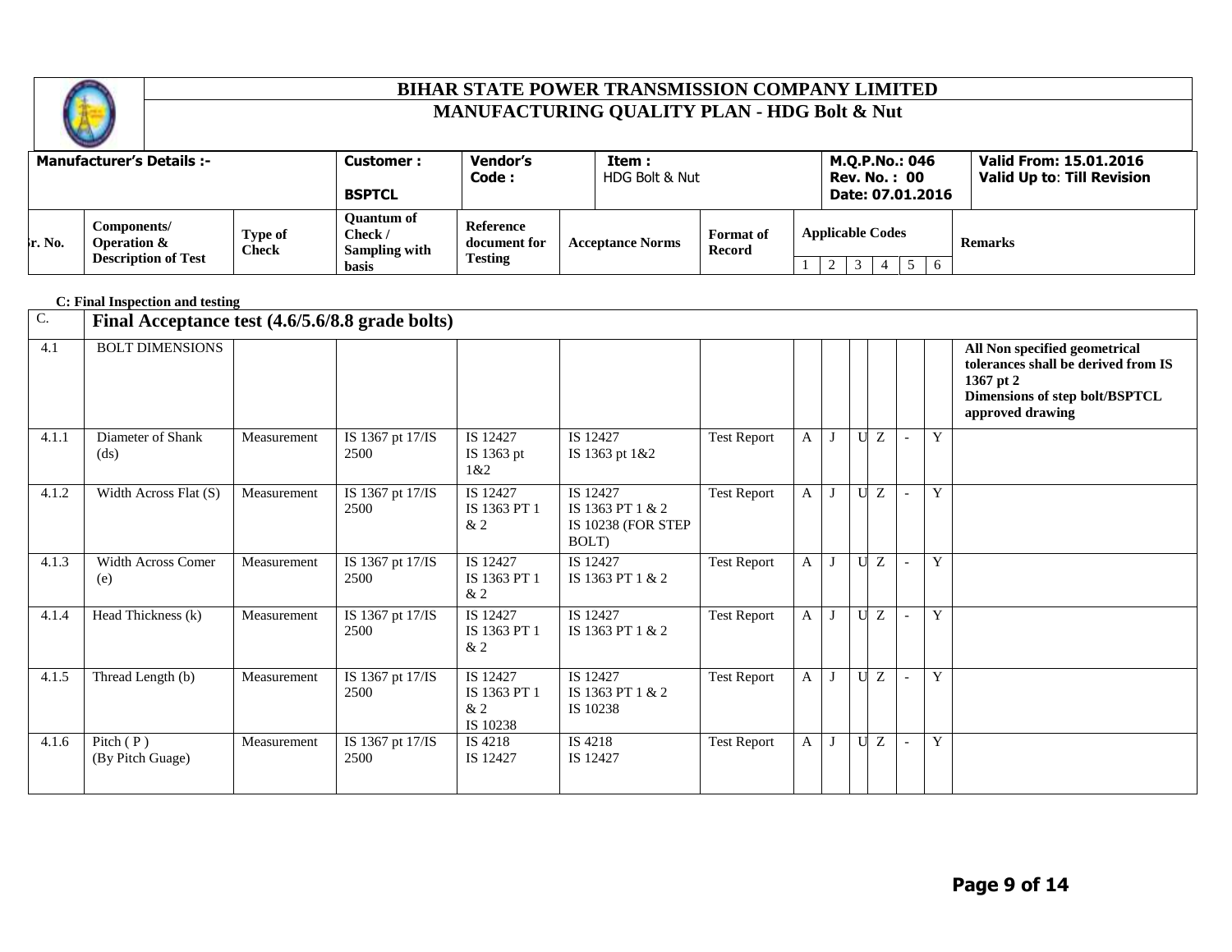# BIHAR STATE POWER TRANSMISSION COMPANY LIMITED

## MANUFACTURING QUALITY PLAN - HDG Bolt & Nut

| Manufacturer's Details :- | Customer : BSPTCL | Vendor's Code : | Item : HDG Bolt & Nut | M.Q.P.No.: 046 Rev. No. : 00 Date: 07.01.2016 | Valid From: 15.01.2016 Valid Up to: Till Revision |
|---|---|---|---|---|---|

**C: Final Inspection and testing**

| Sr. No. | Components/ Operation & Description of Test | Type of Check | Quantum of Check / Sampling with basis | Reference document for Testing | Acceptance Norms | Format of Record | Applicable Codes | | | | | | Remarks |
|---|---|---|---|---|---|---|---|---|---|---|---|---|---|
| | | | | | | | 1 | 2 | 3 | 4 | 5 | 6 | |
| C. | **Final Acceptance test (4.6/5.6/8.8 grade bolts)** | | | | | | | | | | | | |
| 4.1 | BOLT DIMENSIONS | | | | | | | | | | | | **All Non specified geometrical tolerances shall be derived from IS 1367 pt 2 Dimensions of step bolt/BSPTCL approved drawing** |
| 4.1.1 | Diameter of Shank (ds) | Measurement | IS 1367 pt 17/IS 2500 | IS 12427 IS 1363 pt 1&2 | IS 12427 IS 1363 pt 1&2 | Test Report | A | J | U | Z | - | Y | |
| 4.1.2 | Width Across Flat (S) | Measurement | IS 1367 pt 17/IS 2500 | IS 12427 IS 1363 PT 1 & 2 | IS 12427 IS 1363 PT 1 & 2 IS 10238 (FOR STEP BOLT) | Test Report | A | J | U | Z | - | Y | |
| 4.1.3 | Width Across Comer (e) | Measurement | IS 1367 pt 17/IS 2500 | IS 12427 IS 1363 PT 1 & 2 | IS 12427 IS 1363 PT 1 & 2 | Test Report | A | J | U | Z | - | Y | |
| 4.1.4 | Head Thickness (k) | Measurement | IS 1367 pt 17/IS 2500 | IS 12427 IS 1363 PT 1 & 2 | IS 12427 IS 1363 PT 1 & 2 | Test Report | A | J | U | Z | - | Y | |
| 4.1.5 | Thread Length (b) | Measurement | IS 1367 pt 17/IS 2500 | IS 12427 IS 1363 PT 1 & 2 IS 10238 | IS 12427 IS 1363 PT 1 & 2 IS 10238 | Test Report | A | J | U | Z | - | Y | |
| 4.1.6 | Pitch ( P ) (By Pitch Guage) | Measurement | IS 1367 pt 17/IS 2500 | IS 4218 IS 12427 | IS 4218 IS 12427 | Test Report | A | J | U | Z | - | Y | |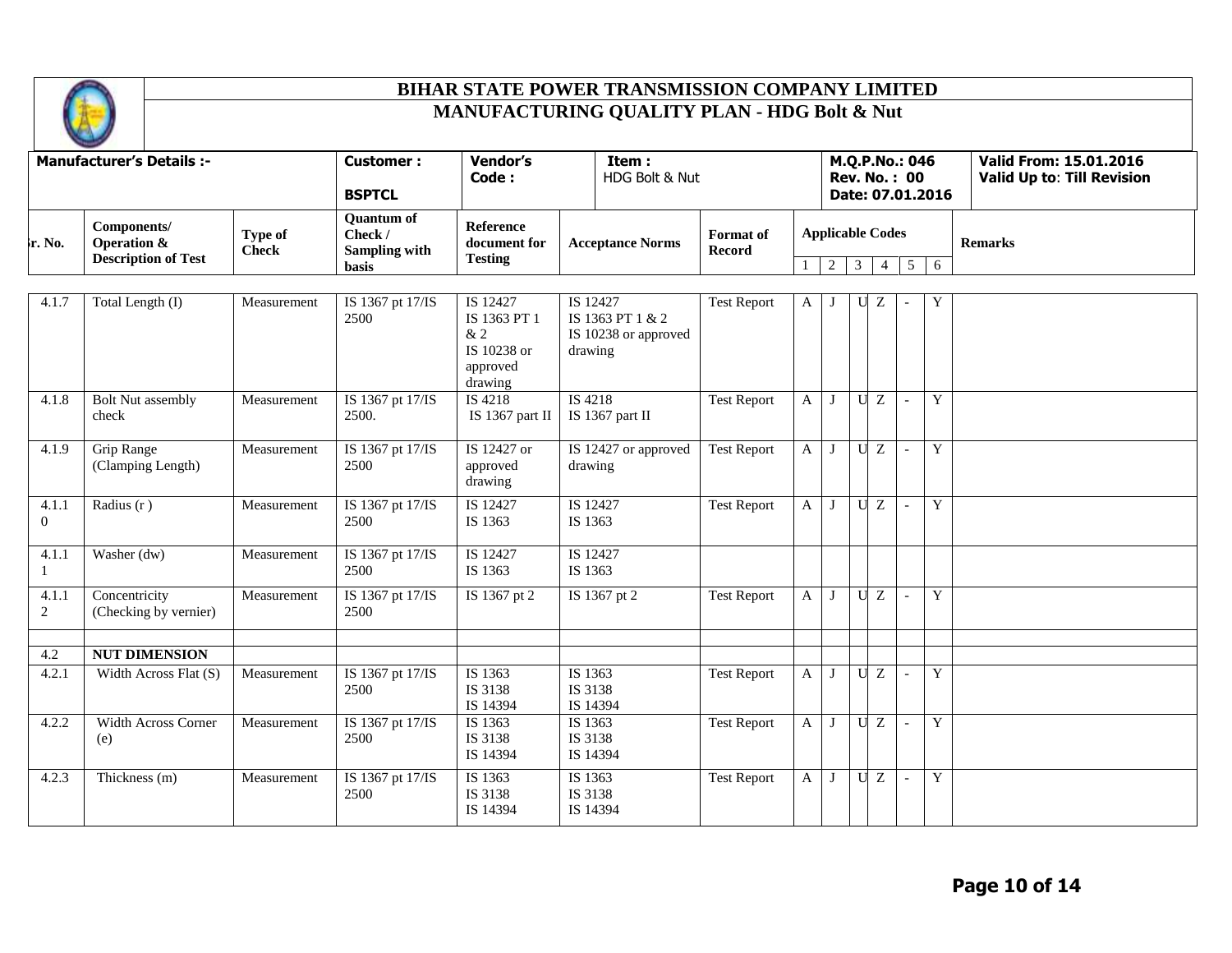# BIHAR STATE POWER TRANSMISSION COMPANY LIMITED

## MANUFACTURING QUALITY PLAN - HDG Bolt & Nut

| Manufacturer's Details :- | Customer : BSPTCL | Vendor's Code : | Item : HDG Bolt & Nut | M.Q.P.No.: 046 Rev. No. : 00 Date: 07.01.2016 | Valid From: 15.01.2016 Valid Up to: Till Revision |
|---|---|---|---|---|---|

| Sr. No. | Components/ Operation & Description of Test | Type of Check | Quantum of Check / Sampling with basis | Reference document for Testing | Acceptance Norms | Format of Record | Applicable Codes | | | | | | Remarks |
|---|---|---|---|---|---|---|---|---|---|---|---|---|---|
| | | | | | | | 1 | 2 | 3 | 4 | 5 | 6 | |
| 4.1.7 | Total Length (I) | Measurement | IS 1367 pt 17/IS 2500 | IS 12427 IS 1363 PT 1 & 2 IS 10238 or approved drawing | IS 12427 IS 1363 PT 1 & 2 IS 10238 or approved drawing | Test Report | A | J | U | Z | - | Y | |
| 4.1.8 | Bolt Nut assembly check | Measurement | IS 1367 pt 17/IS 2500. | IS 4218 IS 1367 part II | IS 4218 IS 1367 part II | Test Report | A | J | U | Z | - | Y | |
| 4.1.9 | Grip Range (Clamping Length) | Measurement | IS 1367 pt 17/IS 2500 | IS 12427 or approved drawing | IS 12427 or approved drawing | Test Report | A | J | U | Z | - | Y | |
| 4.1.10 | Radius (r ) | Measurement | IS 1367 pt 17/IS 2500 | IS 12427 IS 1363 | IS 12427 IS 1363 | Test Report | A | J | U | Z | - | Y | |
| 4.1.11 | Washer (dw) | Measurement | IS 1367 pt 17/IS 2500 | IS 12427 IS 1363 | IS 12427 IS 1363 | | | | | | | | |
| 4.1.12 | Concentricity (Checking by vernier) | Measurement | IS 1367 pt 17/IS 2500 | IS 1367 pt 2 | IS 1367 pt 2 | Test Report | A | J | U | Z | - | Y | |
| | | | | | | | | | | | | | |
| 4.2 | **NUT DIMENSION** | | | | | | | | | | | | |
| 4.2.1 | Width Across Flat (S) | Measurement | IS 1367 pt 17/IS 2500 | IS 1363 IS 3138 IS 14394 | IS 1363 IS 3138 IS 14394 | Test Report | A | J | U | Z | - | Y | |
| 4.2.2 | Width Across Corner (e) | Measurement | IS 1367 pt 17/IS 2500 | IS 1363 IS 3138 IS 14394 | IS 1363 IS 3138 IS 14394 | Test Report | A | J | U | Z | - | Y | |
| 4.2.3 | Thickness (m) | Measurement | IS 1367 pt 17/IS 2500 | IS 1363 IS 3138 IS 14394 | IS 1363 IS 3138 IS 14394 | Test Report | A | J | U | Z | - | Y | |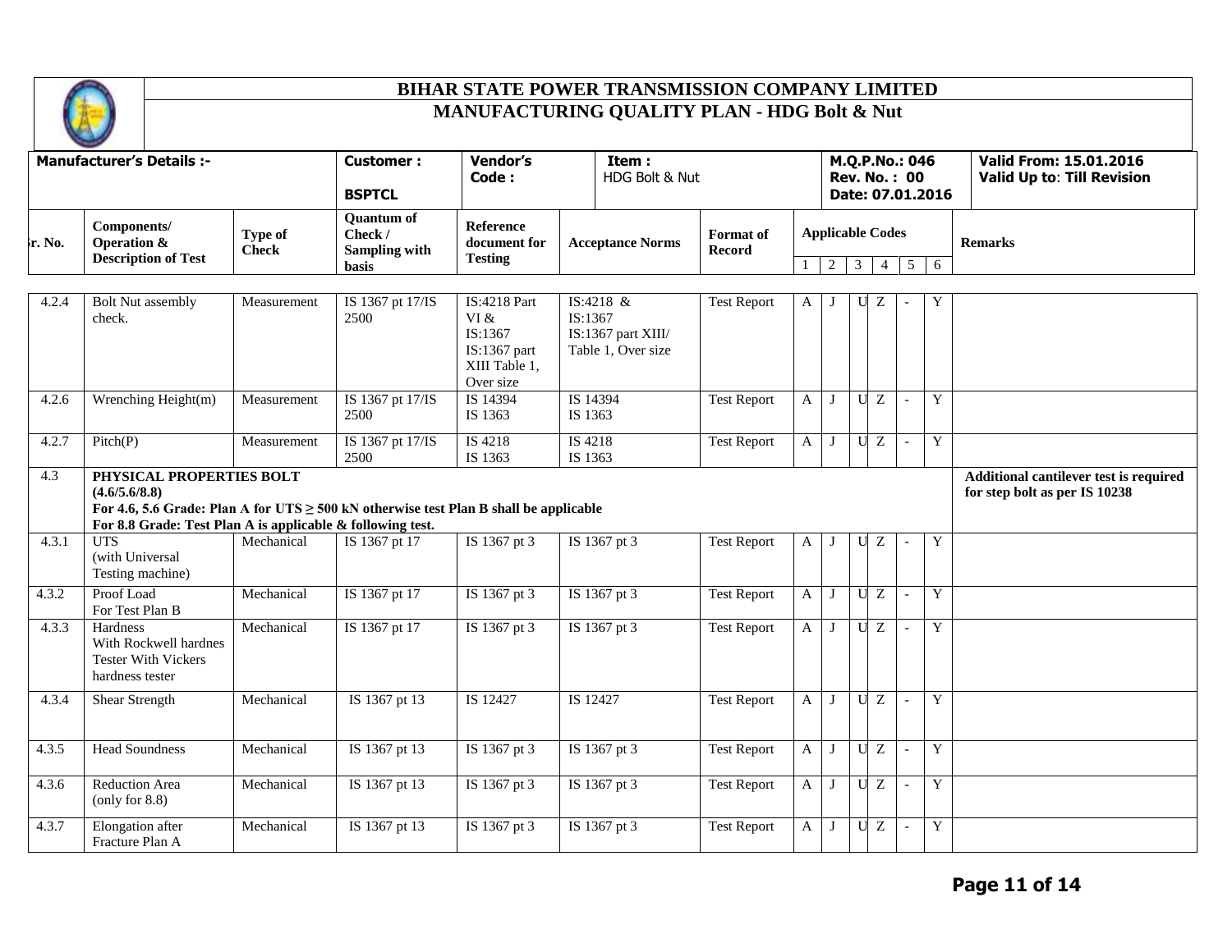# BIHAR STATE POWER TRANSMISSION COMPANY LIMITED

## MANUFACTURING QUALITY PLAN - HDG Bolt & Nut

| Manufacturer's Details :- | Customer : BSPTCL | Vendor's Code : | Item : HDG Bolt & Nut | M.Q.P.No.: 046 Rev. No. : 00 Date: 07.01.2016 | Valid From: 15.01.2016 Valid Up to: Till Revision |
|---|---|---|---|---|---|

| Sr. No. | Components/ Operation & Description of Test | Type of Check | Quantum of Check / Sampling with basis | Reference document for Testing | Acceptance Norms | Format of Record | Applicable Codes | | | | | | Remarks |
|---|---|---|---|---|---|---|---|---|---|---|---|---|---|
| | | | | | | | 1 | 2 | 3 | 4 | 5 | 6 | |
| 4.2.4 | Bolt Nut assembly check. | Measurement | IS 1367 pt 17/IS 2500 | IS:4218 Part VI & IS:1367 IS:1367 part XIII Table 1, Over size | IS:4218 & IS:1367 IS:1367 part XIII/ Table 1, Over size | Test Report | A | J | U | Z | - | Y | |
| 4.2.6 | Wrenching Height(m) | Measurement | IS 1367 pt 17/IS 2500 | IS 14394 IS 1363 | IS 14394 IS 1363 | Test Report | A | J | U | Z | - | Y | |
| 4.2.7 | Pitch(P) | Measurement | IS 1367 pt 17/IS 2500 | IS 4218 IS 1363 | IS 4218 IS 1363 | Test Report | A | J | U | Z | - | Y | |
| 4.3 | **PHYSICAL PROPERTIES BOLT (4.6/5.6/8.8)** **For 4.6, 5.6 Grade: Plan A for UTS ≥ 500 kN otherwise test Plan B shall be applicable** **For 8.8 Grade: Test Plan A is applicable & following test.** | | | | | | | | | | | | **Additional cantilever test is required for step bolt as per IS 10238** |
| 4.3.1 | UTS (with Universal Testing machine) | Mechanical | IS 1367 pt 17 | IS 1367 pt 3 | IS 1367 pt 3 | Test Report | A | J | U | Z | - | Y | |
| 4.3.2 | Proof Load For Test Plan B | Mechanical | IS 1367 pt 17 | IS 1367 pt 3 | IS 1367 pt 3 | Test Report | A | J | U | Z | - | Y | |
| 4.3.3 | Hardness With Rockwell hardnes Tester With Vickers hardness tester | Mechanical | IS 1367 pt 17 | IS 1367 pt 3 | IS 1367 pt 3 | Test Report | A | J | U | Z | - | Y | |
| 4.3.4 | Shear Strength | Mechanical | IS 1367 pt 13 | IS 12427 | IS 12427 | Test Report | A | J | U | Z | - | Y | |
| 4.3.5 | Head Soundness | Mechanical | IS 1367 pt 13 | IS 1367 pt 3 | IS 1367 pt 3 | Test Report | A | J | U | Z | - | Y | |
| 4.3.6 | Reduction Area (only for 8.8) | Mechanical | IS 1367 pt 13 | IS 1367 pt 3 | IS 1367 pt 3 | Test Report | A | J | U | Z | - | Y | |
| 4.3.7 | Elongation after Fracture Plan A | Mechanical | IS 1367 pt 13 | IS 1367 pt 3 | IS 1367 pt 3 | Test Report | A | J | U | Z | - | Y | |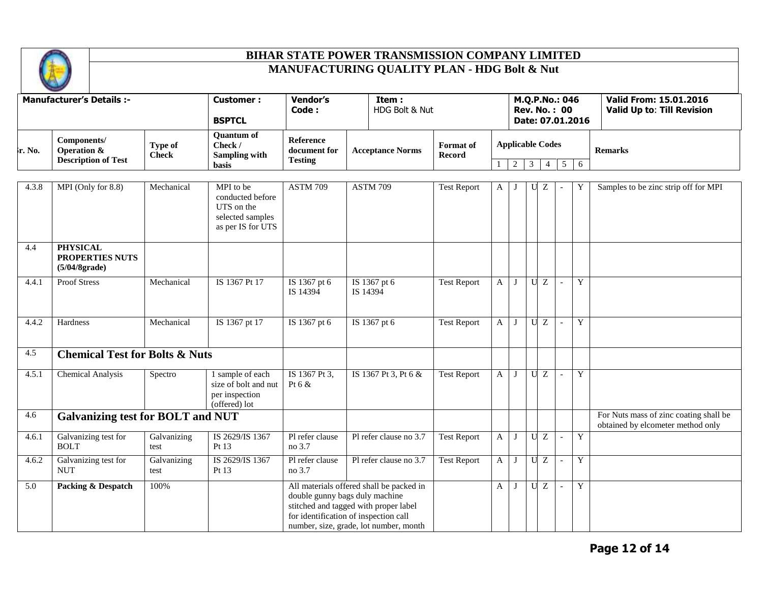# BIHAR STATE POWER TRANSMISSION COMPANY LIMITED

## MANUFACTURING QUALITY PLAN - HDG Bolt & Nut

| Manufacturer's Details :- | Customer : BSPTCL | Vendor's Code : | Item : HDG Bolt & Nut | M.Q.P.No.: 046 Rev. No. : 00 Date: 07.01.2016 | Valid From: 15.01.2016 Valid Up to: Till Revision |
|---|---|---|---|---|---|

| Sr. No. | Components/ Operation & Description of Test | Type of Check | Quantum of Check / Sampling with basis | Reference document for Testing | Acceptance Norms | Format of Record | Applicable Codes | | | | | | Remarks |
|---|---|---|---|---|---|---|---|---|---|---|---|---|---|
| | | | | | | | 1 | 2 | 3 | 4 | 5 | 6 | |
| 4.3.8 | MPI (Only for 8.8) | Mechanical | MPI to be conducted before UTS on the selected samples as per IS for UTS | ASTM 709 | ASTM 709 | Test Report | A | J | U | Z | - | Y | Samples to be zinc strip off for MPI |
| 4.4 | **PHYSICAL PROPERTIES NUTS (5/04/8grade)** | | | | | | | | | | | | |
| 4.4.1 | Proof Stress | Mechanical | IS 1367 Pt 17 | IS 1367 pt 6 IS 14394 | IS 1367 pt 6 IS 14394 | Test Report | A | J | U | Z | - | Y | |
| 4.4.2 | Hardness | Mechanical | IS 1367 pt 17 | IS 1367 pt 6 | IS 1367 pt 6 | Test Report | A | J | U | Z | - | Y | |
| 4.5 | **Chemical Test for Bolts & Nuts** | | | | | | | | | | | | |
| 4.5.1 | Chemical Analysis | Spectro | 1 sample of each size of bolt and nut per inspection (offered) lot | IS 1367 Pt 3, Pt 6 & | IS 1367 Pt 3, Pt 6 & | Test Report | A | J | U | Z | - | Y | |
| 4.6 | **Galvanizing test for BOLT and NUT** | | | | | | | | | | | | For Nuts mass of zinc coating shall be obtained by elcometer method only |
| 4.6.1 | Galvanizing test for BOLT | Galvanizing test | IS 2629/IS 1367 Pt 13 | Pl refer clause no 3.7 | Pl refer clause no 3.7 | Test Report | A | J | U | Z | - | Y | |
| 4.6.2 | Galvanizing test for NUT | Galvanizing test | IS 2629/IS 1367 Pt 13 | Pl refer clause no 3.7 | Pl refer clause no 3.7 | Test Report | A | J | U | Z | - | Y | |
| 5.0 | **Packing & Despatch** | 100% | | All materials offered shall be packed in double gunny bags duly machine stitched and tagged with proper label for identification of inspection call number, size, grade, lot number, month | | | A | J | U | Z | - | Y | |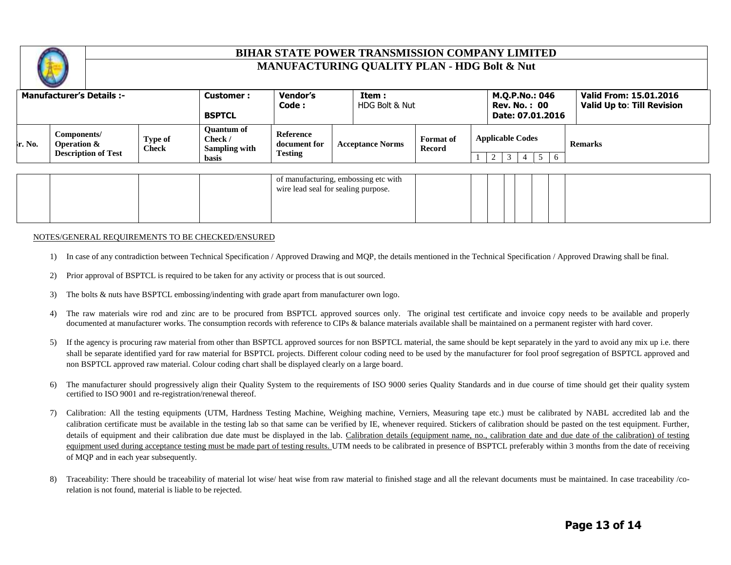# BIHAR STATE POWER TRANSMISSION COMPANY LIMITED

## MANUFACTURING QUALITY PLAN - HDG Bolt & Nut

| Manufacturer's Details :- | Customer : BSPTCL | Vendor's Code : | Item : HDG Bolt & Nut | M.Q.P.No.: 046 Rev. No. : 00 Date: 07.01.2016 | Valid From: 15.01.2016 Valid Up to: Till Revision |
|---|---|---|---|---|---|

| Sr. No. | Components/ Operation & Description of Test | Type of Check | Quantum of Check / Sampling with basis | Reference document for Testing | Acceptance Norms | Format of Record | Applicable Codes | | | | | | Remarks |
|---|---|---|---|---|---|---|---|---|---|---|---|---|---|
| | | | | | | | 1 | 2 | 3 | 4 | 5 | 6 | |
| | | | | of manufacturing, embossing etc with wire lead seal for sealing purpose. | | | | | | | | | |

NOTES/GENERAL REQUIREMENTS TO BE CHECKED/ENSURED

1) In case of any contradiction between Technical Specification / Approved Drawing and MQP, the details mentioned in the Technical Specification / Approved Drawing shall be final.

2) Prior approval of BSPTCL is required to be taken for any activity or process that is out sourced.

3) The bolts & nuts have BSPTCL embossing/indenting with grade apart from manufacturer own logo.

4) The raw materials wire rod and zinc are to be procured from BSPTCL approved sources only. The original test certificate and invoice copy needs to be available and properly documented at manufacturer works. The consumption records with reference to CIPs & balance materials available shall be maintained on a permanent register with hard cover.

5) If the agency is procuring raw material from other than BSPTCL approved sources for non BSPTCL material, the same should be kept separately in the yard to avoid any mix up i.e. there shall be separate identified yard for raw material for BSPTCL projects. Different colour coding need to be used by the manufacturer for fool proof segregation of BSPTCL approved and non BSPTCL approved raw material. Colour coding chart shall be displayed clearly on a large board.

6) The manufacturer should progressively align their Quality System to the requirements of ISO 9000 series Quality Standards and in due course of time should get their quality system certified to ISO 9001 and re-registration/renewal thereof.

7) Calibration: All the testing equipments (UTM, Hardness Testing Machine, Weighing machine, Verniers, Measuring tape etc.) must be calibrated by NABL accredited lab and the calibration certificate must be available in the testing lab so that same can be verified by IE, whenever required. Stickers of calibration should be pasted on the test equipment. Further, details of equipment and their calibration due date must be displayed in the lab. Calibration details (equipment name, no., calibration date and due date of the calibration) of testing equipment used during acceptance testing must be made part of testing results. UTM needs to be calibrated in presence of BSPTCL preferably within 3 months from the date of receiving of MQP and in each year subsequently.

8) Traceability: There should be traceability of material lot wise/ heat wise from raw material to finished stage and all the relevant documents must be maintained. In case traceability /co-relation is not found, material is liable to be rejected.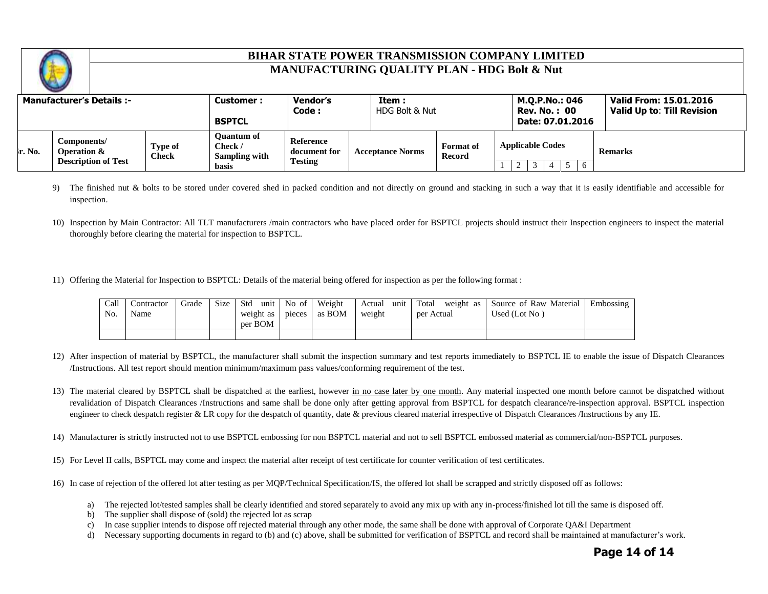9) The finished nut & bolts to be stored under covered shed in packed condition and not directly on ground and stacking in such a way that it is easily identifiable and accessible for inspection.

10) Inspection by Main Contractor: All TLT manufacturers /main contractors who have placed order for BSPTCL projects should instruct their Inspection engineers to inspect the material thoroughly before clearing the material for inspection to BSPTCL.

11) Offering the Material for Inspection to BSPTCL: Details of the material being offered for inspection as per the following format :

| Call No. | Contractor Name | Grade | Size | Std unit weight as per BOM | No of pieces | Weight as BOM | Actual unit weight | Total weight as per Actual | Source of Raw Material Used (Lot No ) | Embossing |
|---|---|---|---|---|---|---|---|---|---|---|
| | | | | | | | | | | |

12) After inspection of material by BSPTCL, the manufacturer shall submit the inspection summary and test reports immediately to BSPTCL IE to enable the issue of Dispatch Clearances /Instructions. All test report should mention minimum/maximum pass values/conforming requirement of the test.

13) The material cleared by BSPTCL shall be dispatched at the earliest, however in no case later by one month. Any material inspected one month before cannot be dispatched without revalidation of Dispatch Clearances /Instructions and same shall be done only after getting approval from BSPTCL for despatch clearance/re-inspection approval. BSPTCL inspection engineer to check despatch register & LR copy for the despatch of quantity, date & previous cleared material irrespective of Dispatch Clearances /Instructions by any IE.

14) Manufacturer is strictly instructed not to use BSPTCL embossing for non BSPTCL material and not to sell BSPTCL embossed material as commercial/non-BSPTCL purposes.

15) For Level II calls, BSPTCL may come and inspect the material after receipt of test certificate for counter verification of test certificates.

16) In case of rejection of the offered lot after testing as per MQP/Technical Specification/IS, the offered lot shall be scrapped and strictly disposed off as follows:

   a) The rejected lot/tested samples shall be clearly identified and stored separately to avoid any mix up with any in-process/finished lot till the same is disposed off.
   b) The supplier shall dispose of (sold) the rejected lot as scrap
   c) In case supplier intends to dispose off rejected material through any other mode, the same shall be done with approval of Corporate QA&I Department
   d) Necessary supporting documents in regard to (b) and (c) above, shall be submitted for verification of BSPTCL and record shall be maintained at manufacturer's work.